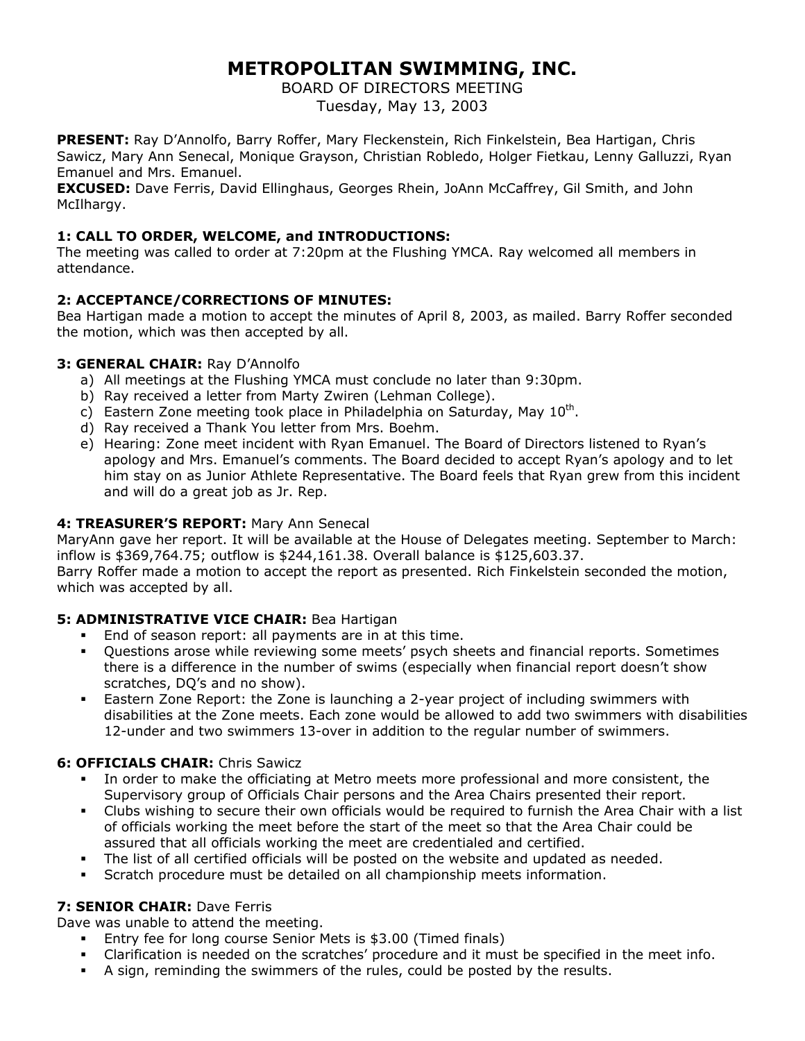# METROPOLITAN SWIMMING, INC.

BOARD OF DIRECTORS MEETING
Tuesday, May 13, 2003

**PRESENT:** Ray D'Annolfo, Barry Roffer, Mary Fleckenstein, Rich Finkelstein, Bea Hartigan, Chris Sawicz, Mary Ann Senecal, Monique Grayson, Christian Robledo, Holger Fietkau, Lenny Galluzzi, Ryan Emanuel and Mrs. Emanuel.
**EXCUSED:** Dave Ferris, David Ellinghaus, Georges Rhein, JoAnn McCaffrey, Gil Smith, and John McIlhargy.

### 1: CALL TO ORDER, WELCOME, and INTRODUCTIONS:

The meeting was called to order at 7:20pm at the Flushing YMCA. Ray welcomed all members in attendance.

### 2: ACCEPTANCE/CORRECTIONS OF MINUTES:

Bea Hartigan made a motion to accept the minutes of April 8, 2003, as mailed. Barry Roffer seconded the motion, which was then accepted by all.

### 3: GENERAL CHAIR: Ray D'Annolfo

a) All meetings at the Flushing YMCA must conclude no later than 9:30pm.
b) Ray received a letter from Marty Zwiren (Lehman College).
c) Eastern Zone meeting took place in Philadelphia on Saturday, May 10th.
d) Ray received a Thank You letter from Mrs. Boehm.
e) Hearing: Zone meet incident with Ryan Emanuel. The Board of Directors listened to Ryan's apology and Mrs. Emanuel's comments. The Board decided to accept Ryan's apology and to let him stay on as Junior Athlete Representative. The Board feels that Ryan grew from this incident and will do a great job as Jr. Rep.

### 4: TREASURER'S REPORT: Mary Ann Senecal

MaryAnn gave her report. It will be available at the House of Delegates meeting. September to March: inflow is $369,764.75; outflow is $244,161.38. Overall balance is $125,603.37.
Barry Roffer made a motion to accept the report as presented. Rich Finkelstein seconded the motion, which was accepted by all.

### 5: ADMINISTRATIVE VICE CHAIR: Bea Hartigan

- End of season report: all payments are in at this time.
- Questions arose while reviewing some meets' psych sheets and financial reports. Sometimes there is a difference in the number of swims (especially when financial report doesn't show scratches, DQ's and no show).
- Eastern Zone Report: the Zone is launching a 2-year project of including swimmers with disabilities at the Zone meets. Each zone would be allowed to add two swimmers with disabilities 12-under and two swimmers 13-over in addition to the regular number of swimmers.

### 6: OFFICIALS CHAIR: Chris Sawicz

- In order to make the officiating at Metro meets more professional and more consistent, the Supervisory group of Officials Chair persons and the Area Chairs presented their report.
- Clubs wishing to secure their own officials would be required to furnish the Area Chair with a list of officials working the meet before the start of the meet so that the Area Chair could be assured that all officials working the meet are credentialed and certified.
- The list of all certified officials will be posted on the website and updated as needed.
- Scratch procedure must be detailed on all championship meets information.

### 7: SENIOR CHAIR: Dave Ferris

Dave was unable to attend the meeting.

- Entry fee for long course Senior Mets is $3.00 (Timed finals)
- Clarification is needed on the scratches' procedure and it must be specified in the meet info.
- A sign, reminding the swimmers of the rules, could be posted by the results.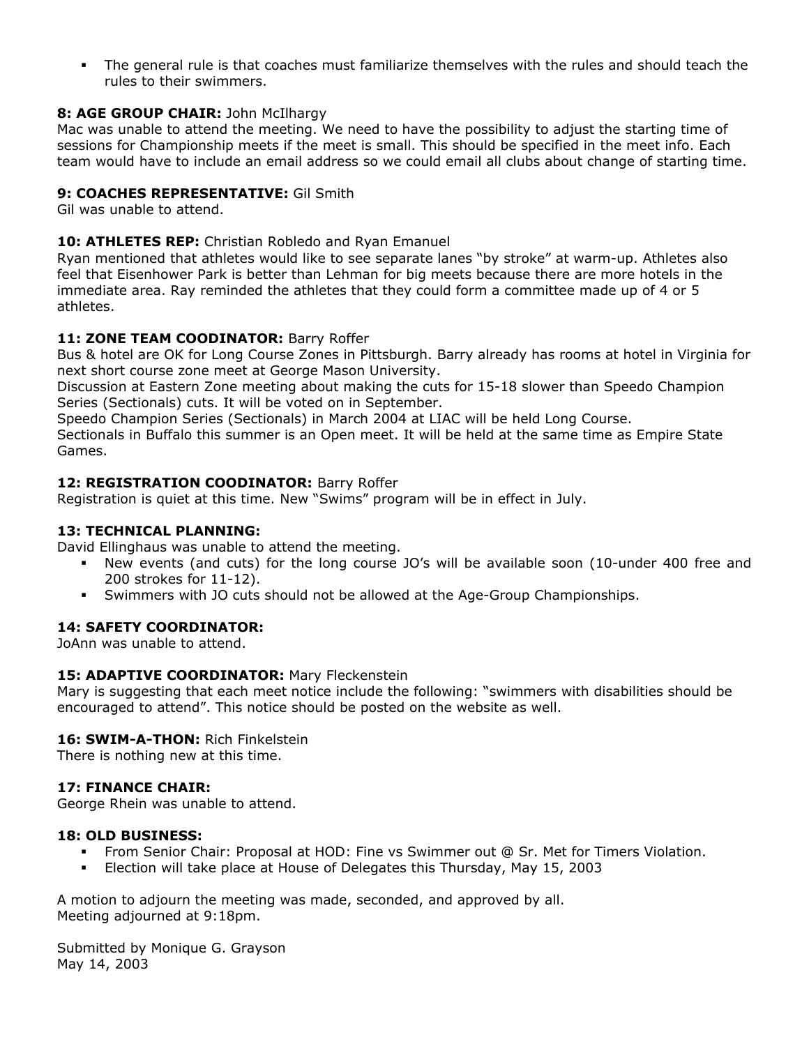- The general rule is that coaches must familiarize themselves with the rules and should teach the rules to their swimmers.

**8: AGE GROUP CHAIR:** John McIlhargy
Mac was unable to attend the meeting. We need to have the possibility to adjust the starting time of sessions for Championship meets if the meet is small. This should be specified in the meet info. Each team would have to include an email address so we could email all clubs about change of starting time.

**9: COACHES REPRESENTATIVE:** Gil Smith
Gil was unable to attend.

**10: ATHLETES REP:** Christian Robledo and Ryan Emanuel
Ryan mentioned that athletes would like to see separate lanes "by stroke" at warm-up. Athletes also feel that Eisenhower Park is better than Lehman for big meets because there are more hotels in the immediate area. Ray reminded the athletes that they could form a committee made up of 4 or 5 athletes.

**11: ZONE TEAM COODINATOR:** Barry Roffer
Bus & hotel are OK for Long Course Zones in Pittsburgh. Barry already has rooms at hotel in Virginia for next short course zone meet at George Mason University.
Discussion at Eastern Zone meeting about making the cuts for 15-18 slower than Speedo Champion Series (Sectionals) cuts. It will be voted on in September.
Speedo Champion Series (Sectionals) in March 2004 at LIAC will be held Long Course.
Sectionals in Buffalo this summer is an Open meet. It will be held at the same time as Empire State Games.

**12: REGISTRATION COODINATOR:** Barry Roffer
Registration is quiet at this time. New "Swims" program will be in effect in July.

**13: TECHNICAL PLANNING:**
David Ellinghaus was unable to attend the meeting.

- New events (and cuts) for the long course JO's will be available soon (10-under 400 free and 200 strokes for 11-12).
- Swimmers with JO cuts should not be allowed at the Age-Group Championships.

**14: SAFETY COORDINATOR:**
JoAnn was unable to attend.

**15: ADAPTIVE COORDINATOR:** Mary Fleckenstein
Mary is suggesting that each meet notice include the following: "swimmers with disabilities should be encouraged to attend". This notice should be posted on the website as well.

**16: SWIM-A-THON:** Rich Finkelstein
There is nothing new at this time.

**17: FINANCE CHAIR:**
George Rhein was unable to attend.

**18: OLD BUSINESS:**

- From Senior Chair: Proposal at HOD: Fine vs Swimmer out @ Sr. Met for Timers Violation.
- Election will take place at House of Delegates this Thursday, May 15, 2003

A motion to adjourn the meeting was made, seconded, and approved by all.
Meeting adjourned at 9:18pm.

Submitted by Monique G. Grayson
May 14, 2003